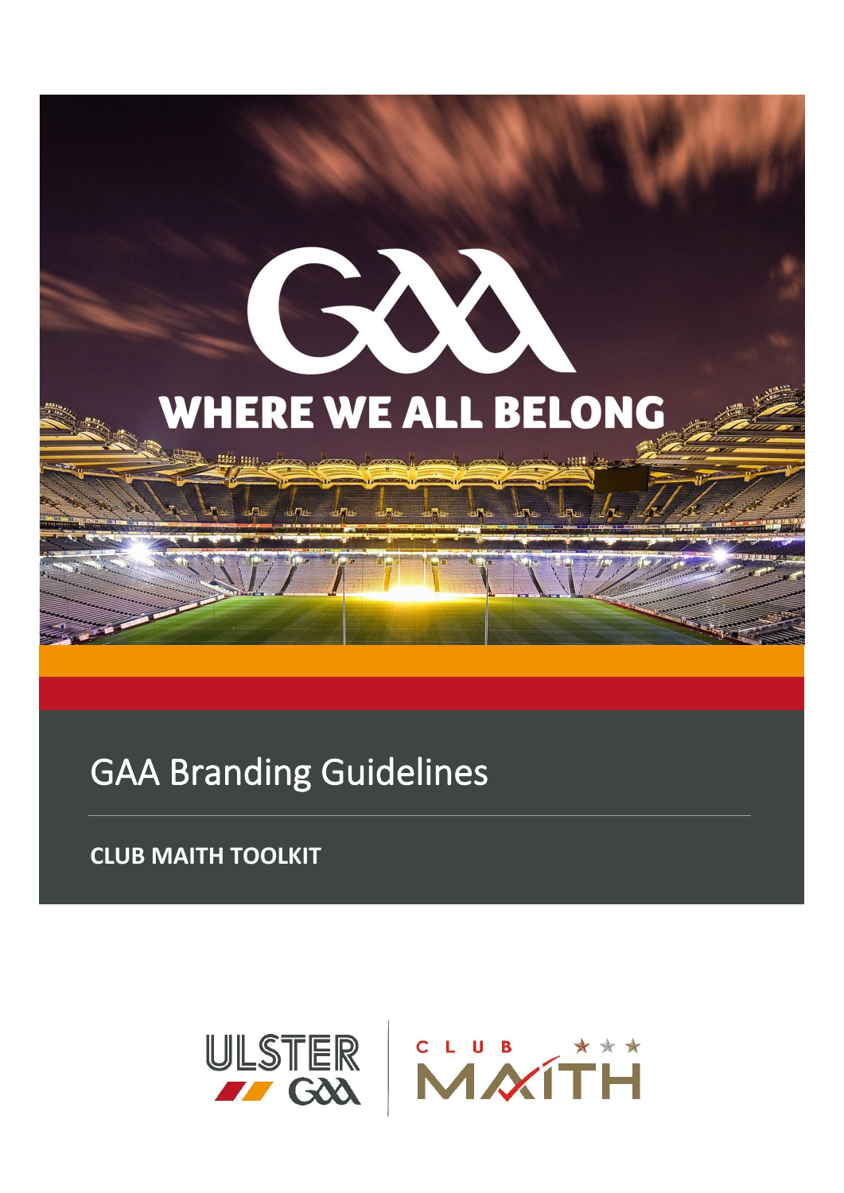WHERE WE ALL BELONG

# GAA Branding Guidelines

**CLUB MAITH TOOLKIT**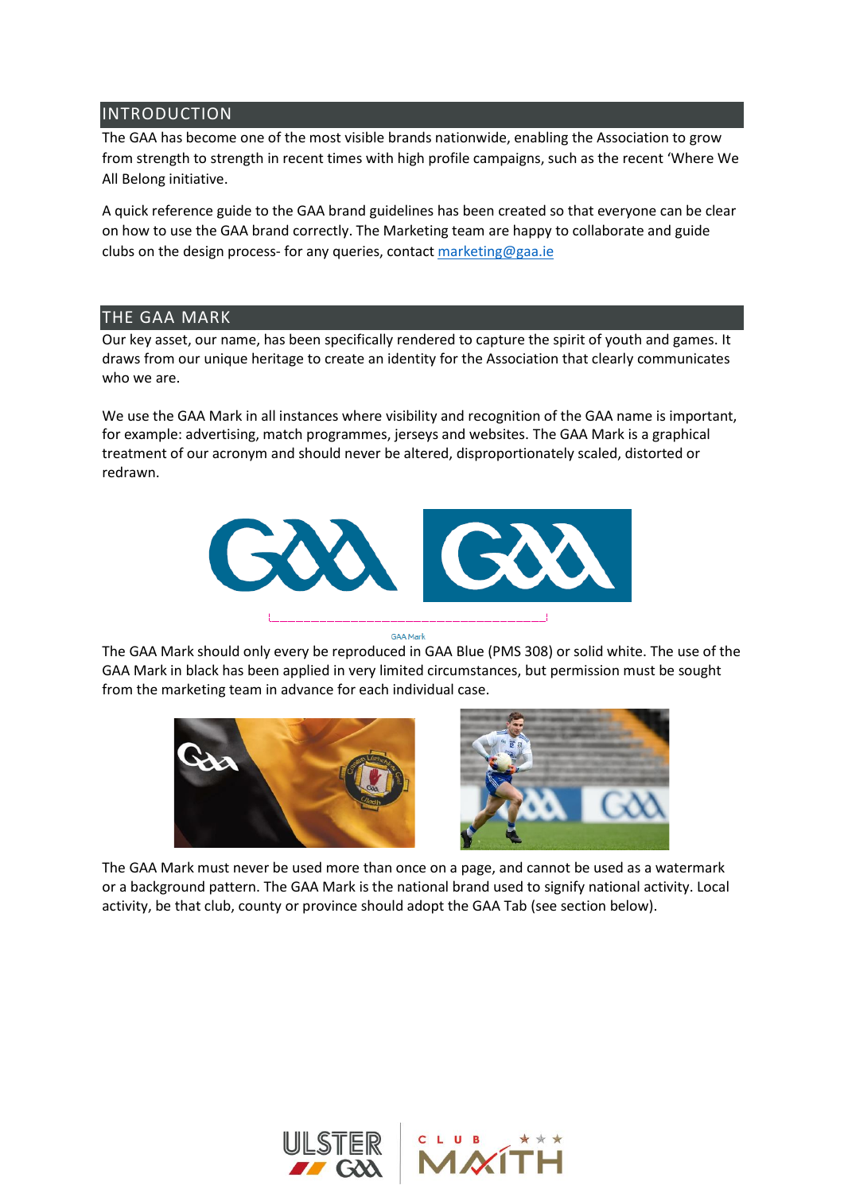## INTRODUCTION

The GAA has become one of the most visible brands nationwide, enabling the Association to grow from strength to strength in recent times with high profile campaigns, such as the recent 'Where We All Belong initiative.

A quick reference guide to the GAA brand guidelines has been created so that everyone can be clear on how to use the GAA brand correctly. The Marketing team are happy to collaborate and guide clubs on the design process- for any queries, contact marketing@gaa.ie

## THE GAA MARK

Our key asset, our name, has been specifically rendered to capture the spirit of youth and games. It draws from our unique heritage to create an identity for the Association that clearly communicates who we are.

We use the GAA Mark in all instances where visibility and recognition of the GAA name is important, for example: advertising, match programmes, jerseys and websites. The GAA Mark is a graphical treatment of our acronym and should never be altered, disproportionately scaled, distorted or redrawn.

GAA Mark

The GAA Mark should only every be reproduced in GAA Blue (PMS 308) or solid white. The use of the GAA Mark in black has been applied in very limited circumstances, but permission must be sought from the marketing team in advance for each individual case.

The GAA Mark must never be used more than once on a page, and cannot be used as a watermark or a background pattern. The GAA Mark is the national brand used to signify national activity. Local activity, be that club, county or province should adopt the GAA Tab (see section below).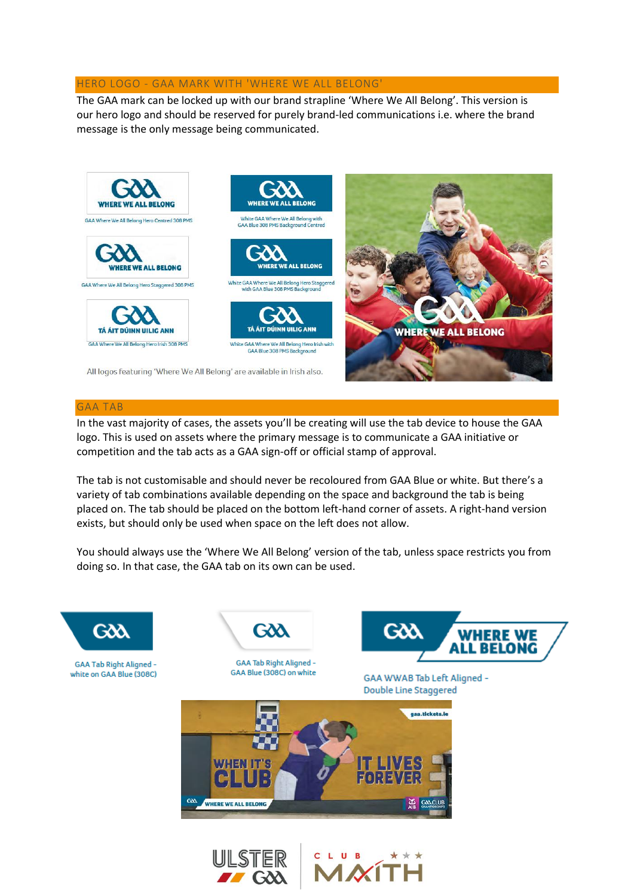## HERO LOGO - GAA MARK WITH 'WHERE WE ALL BELONG'

The GAA mark can be locked up with our brand strapline 'Where We All Belong'. This version is our hero logo and should be reserved for purely brand-led communications i.e. where the brand message is the only message being communicated.

GAA Where We All Belong Hero Centred 308 PMS

White GAA Where We All Belong with GAA Blue 308 PMS Background Centred

GAA Where We All Belong Hero Staggered 308 PMS

White GAA Where We All Belong Hero Staggered with GAA Blue 308 PMS Background

GAA Where We All Belong Hero Irish 308 PMS

White GAA Where We All Belong Hero Irish with GAA Blue 308 PMS Background

All logos featuring 'Where We All Belong' are available in Irish also.

## GAA TAB

In the vast majority of cases, the assets you'll be creating will use the tab device to house the GAA logo. This is used on assets where the primary message is to communicate a GAA initiative or competition and the tab acts as a GAA sign-off or official stamp of approval.

The tab is not customisable and should never be recoloured from GAA Blue or white. But there's a variety of tab combinations available depending on the space and background the tab is being placed on. The tab should be placed on the bottom left-hand corner of assets. A right-hand version exists, but should only be used when space on the left does not allow.

You should always use the 'Where We All Belong' version of the tab, unless space restricts you from doing so. In that case, the GAA tab on its own can be used.

GAA Tab Right Aligned - white on GAA Blue (308C)

GAA Tab Right Aligned - GAA Blue (308C) on white

GAA WWAB Tab Left Aligned - Double Line Staggered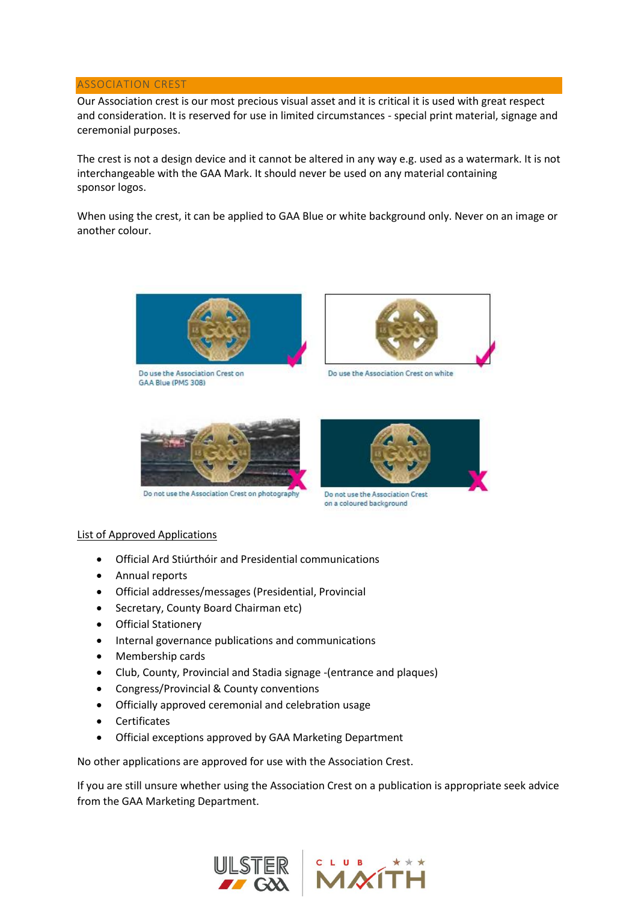## ASSOCIATION CREST

Our Association crest is our most precious visual asset and it is critical it is used with great respect and consideration. It is reserved for use in limited circumstances - special print material, signage and ceremonial purposes.

The crest is not a design device and it cannot be altered in any way e.g. used as a watermark. It is not interchangeable with the GAA Mark. It should never be used on any material containing sponsor logos.

When using the crest, it can be applied to GAA Blue or white background only. Never on an image or another colour.

Do use the Association Crest on GAA Blue (PMS 308)

Do use the Association Crest on white

Do not use the Association Crest on photography

Do not use the Association Crest on a coloured background

List of Approved Applications

- Official Ard Stiúrthóir and Presidential communications
- Annual reports
- Official addresses/messages (Presidential, Provincial
- Secretary, County Board Chairman etc)
- Official Stationery
- Internal governance publications and communications
- Membership cards
- Club, County, Provincial and Stadia signage -(entrance and plaques)
- Congress/Provincial & County conventions
- Officially approved ceremonial and celebration usage
- Certificates
- Official exceptions approved by GAA Marketing Department

No other applications are approved for use with the Association Crest.

If you are still unsure whether using the Association Crest on a publication is appropriate seek advice from the GAA Marketing Department.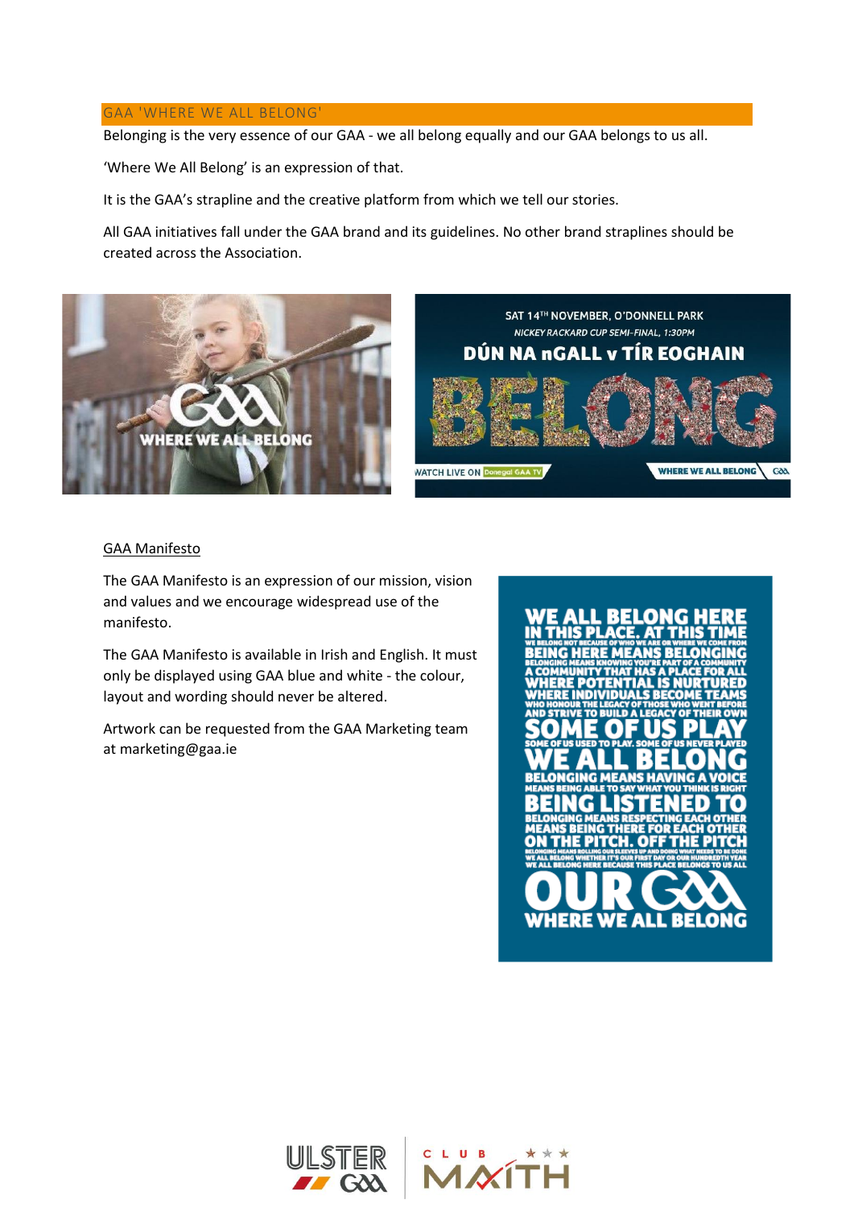## GAA 'WHERE WE ALL BELONG'

Belonging is the very essence of our GAA - we all belong equally and our GAA belongs to us all.

'Where We All Belong' is an expression of that.

It is the GAA's strapline and the creative platform from which we tell our stories.

All GAA initiatives fall under the GAA brand and its guidelines. No other brand straplines should be created across the Association.

## GAA Manifesto

The GAA Manifesto is an expression of our mission, vision and values and we encourage widespread use of the manifesto.

The GAA Manifesto is available in Irish and English. It must only be displayed using GAA blue and white - the colour, layout and wording should never be altered.

Artwork can be requested from the GAA Marketing team at marketing@gaa.ie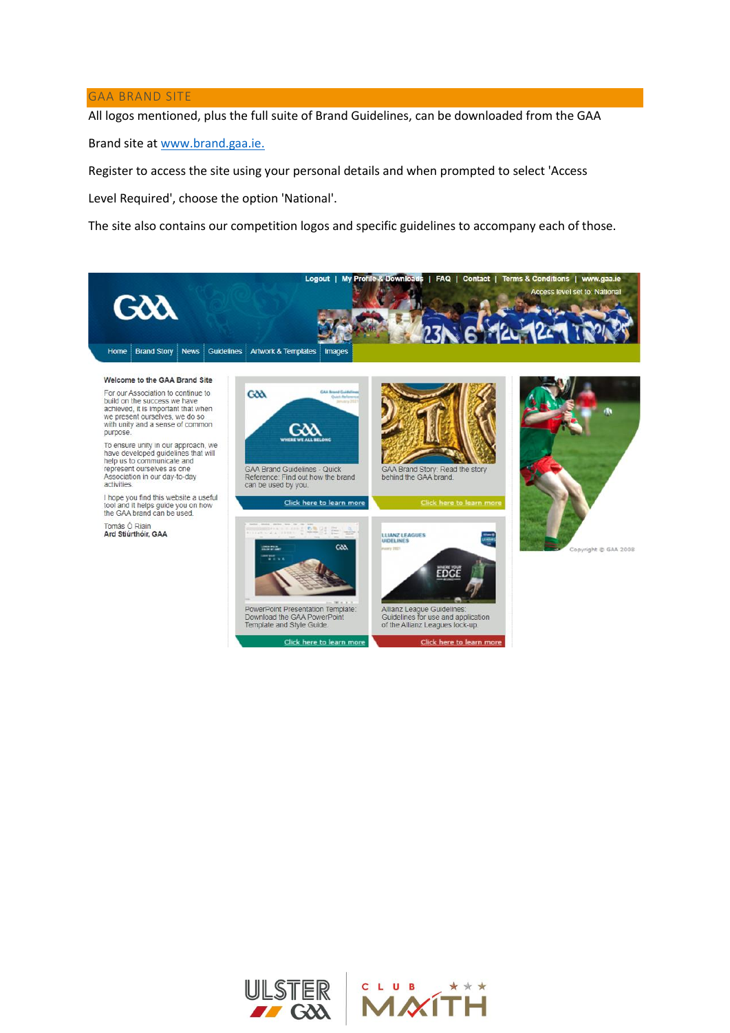## GAA BRAND SITE

All logos mentioned, plus the full suite of Brand Guidelines, can be downloaded from the GAA Brand site at www.brand.gaa.ie.

Register to access the site using your personal details and when prompted to select 'Access Level Required', choose the option 'National'.

The site also contains our competition logos and specific guidelines to accompany each of those.

Logout | My Profile & Downloads | FAQ | Contact | Terms & Conditions | www.gaa.ie

Access level set to: National

Home | Brand Story | News | Guidelines | Artwork & Templates | Images

**Welcome to the GAA Brand Site**

For our Association to continue to build on the success we have achieved, it is important that when we present ourselves, we do so with unity and a sense of common purpose.

To ensure unity in our approach, we have developed guidelines that will help us to communicate and represent ourselves as one Association in our day-to-day activities.

I hope you find this website a useful tool and it helps guide you on how the GAA brand can be used.

Tomás Ó Riain
**Ard Stiúrthóir, GAA**

GAA Brand Guidelines - Quick Reference: Find out how the brand can be used by you.
Click here to learn more

GAA Brand Story: Read the story behind the GAA brand.
Click here to learn more

PowerPoint Presentation Template: Download the GAA PowerPoint Template and Style Guide.
Click here to learn more

Allianz League Guidelines: Guidelines for use and application of the Allianz Leagues lock-up.
Click here to learn more

Copyright © GAA 2008